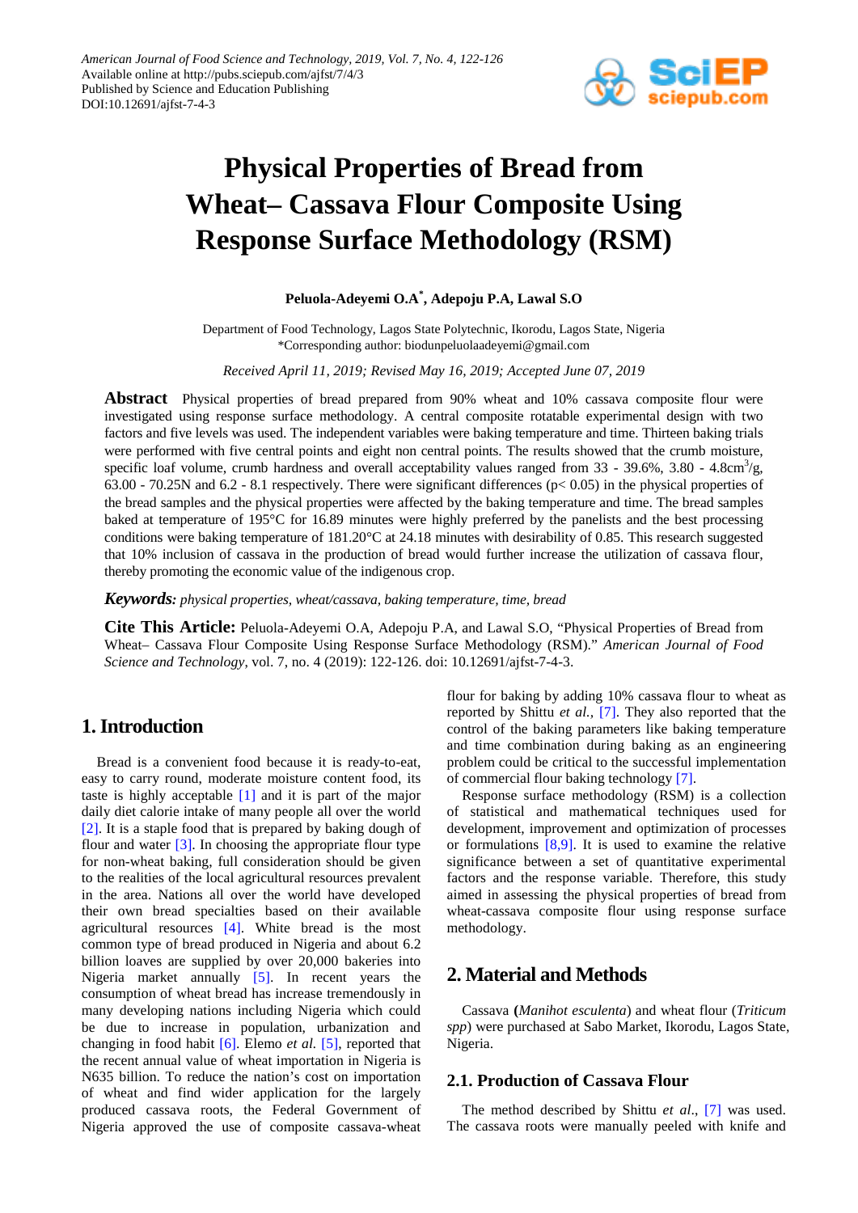# Physical Properties of Bread from Wheat– Cassava Flour Composite Using Response Surface Methodology (RSM)

**Peluola-Adeyemi O.A[*], Adepoju P.A, Lawal S.O**

Department of Food Technology, Lagos State Polytechnic, Ikorodu, Lagos State, Nigeria
*Corresponding author: biodunpeluolaadeyemi@gmail.com

*Received April 11, 2019; Revised May 16, 2019; Accepted June 07, 2019*

**Abstract** Physical properties of bread prepared from 90% wheat and 10% cassava composite flour were investigated using response surface methodology. A central composite rotatable experimental design with two factors and five levels was used. The independent variables were baking temperature and time. Thirteen baking trials were performed with five central points and eight non central points. The results showed that the crumb moisture, specific loaf volume, crumb hardness and overall acceptability values ranged from 33 - 39.6%, 3.80 - 4.8cm$^3$/g, 63.00 - 70.25N and 6.2 - 8.1 respectively. There were significant differences ($p < 0.05$) in the physical properties of the bread samples and the physical properties were affected by the baking temperature and time. The bread samples baked at temperature of 195°C for 16.89 minutes were highly preferred by the panelists and the best processing conditions were baking temperature of 181.20°C at 24.18 minutes with desirability of 0.85. This research suggested that 10% inclusion of cassava in the production of bread would further increase the utilization of cassava flour, thereby promoting the economic value of the indigenous crop.

***Keywords:*** *physical properties, wheat/cassava, baking temperature, time, bread*

**Cite This Article:** Peluola-Adeyemi O.A, Adepoju P.A, and Lawal S.O, "Physical Properties of Bread from Wheat– Cassava Flour Composite Using Response Surface Methodology (RSM)." *American Journal of Food Science and Technology*, vol. 7, no. 4 (2019): 122-126. doi: 10.12691/ajfst-7-4-3.

## 1. Introduction

Bread is a convenient food because it is ready-to-eat, easy to carry round, moderate moisture content food, its taste is highly acceptable [1] and it is part of the major daily diet calorie intake of many people all over the world [2]. It is a staple food that is prepared by baking dough of flour and water [3]. In choosing the appropriate flour type for non-wheat baking, full consideration should be given to the realities of the local agricultural resources prevalent in the area. Nations all over the world have developed their own bread specialties based on their available agricultural resources [4]. White bread is the most common type of bread produced in Nigeria and about 6.2 billion loaves are supplied by over 20,000 bakeries into Nigeria market annually [5]. In recent years the consumption of wheat bread has increase tremendously in many developing nations including Nigeria which could be due to increase in population, urbanization and changing in food habit [6]. Elemo *et al.* [5], reported that the recent annual value of wheat importation in Nigeria is N635 billion. To reduce the nation's cost on importation of wheat and find wider application for the largely produced cassava roots, the Federal Government of Nigeria approved the use of composite cassava-wheat flour for baking by adding 10% cassava flour to wheat as reported by Shittu *et al.,* [7]. They also reported that the control of the baking parameters like baking temperature and time combination during baking as an engineering problem could be critical to the successful implementation of commercial flour baking technology [7].

Response surface methodology (RSM) is a collection of statistical and mathematical techniques used for development, improvement and optimization of processes or formulations [8,9]. It is used to examine the relative significance between a set of quantitative experimental factors and the response variable. Therefore, this study aimed in assessing the physical properties of bread from wheat-cassava composite flour using response surface methodology.

## 2. Material and Methods

Cassava **(***Manihot esculenta*) and wheat flour (*Triticum spp*) were purchased at Sabo Market, Ikorodu, Lagos State, Nigeria.

### 2.1. Production of Cassava Flour

The method described by Shittu *et al*., [7] was used. The cassava roots were manually peeled with knife and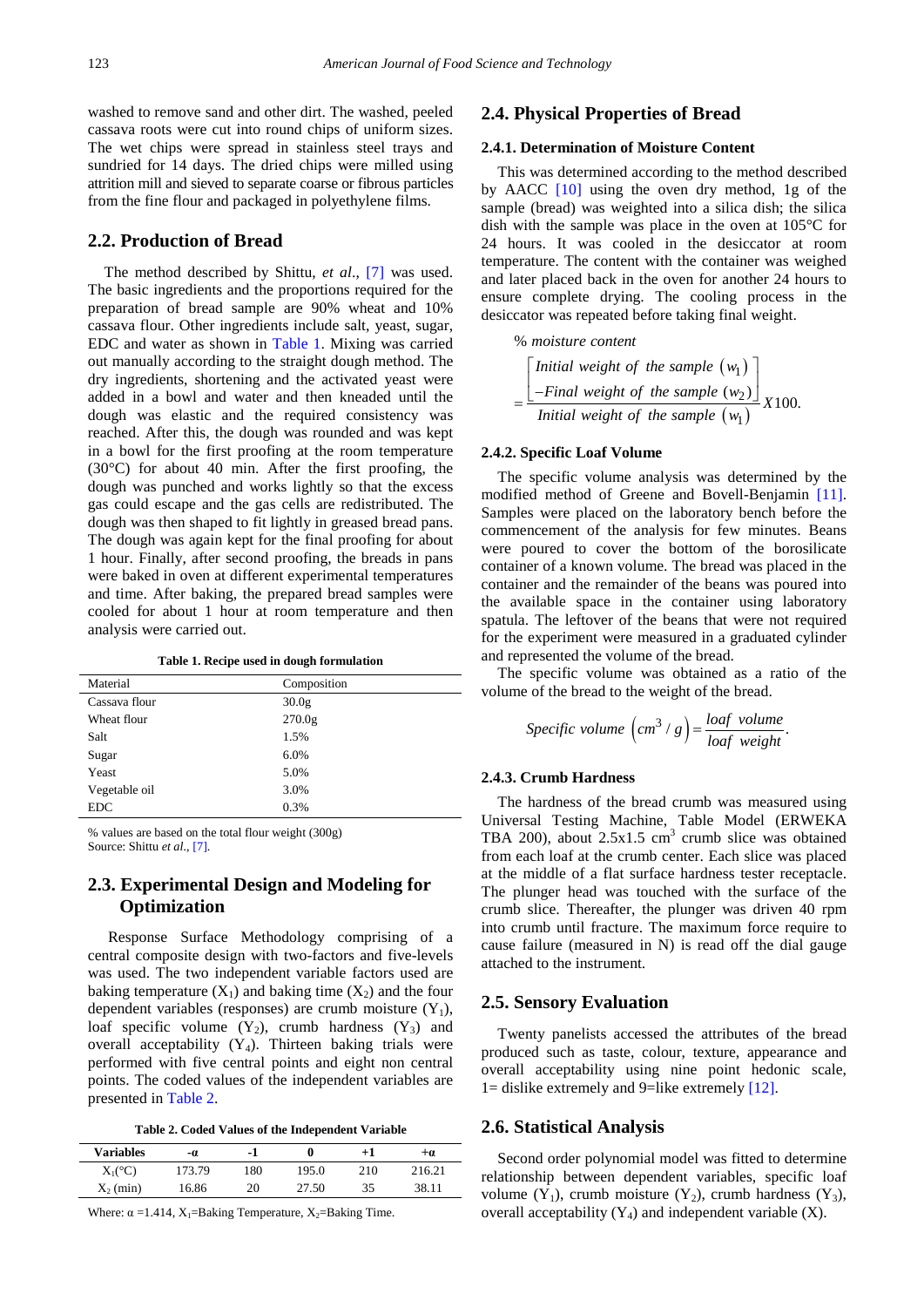washed to remove sand and other dirt. The washed, peeled cassava roots were cut into round chips of uniform sizes. The wet chips were spread in stainless steel trays and sundried for 14 days. The dried chips were milled using attrition mill and sieved to separate coarse or fibrous particles from the fine flour and packaged in polyethylene films.

## 2.2. Production of Bread

The method described by Shittu, *et al*., [7] was used. The basic ingredients and the proportions required for the preparation of bread sample are 90% wheat and 10% cassava flour. Other ingredients include salt, yeast, sugar, EDC and water as shown in Table 1. Mixing was carried out manually according to the straight dough method. The dry ingredients, shortening and the activated yeast were added in a bowl and water and then kneaded until the dough was elastic and the required consistency was reached. After this, the dough was rounded and was kept in a bowl for the first proofing at the room temperature (30°C) for about 40 min. After the first proofing, the dough was punched and works lightly so that the excess gas could escape and the gas cells are redistributed. The dough was then shaped to fit lightly in greased bread pans. The dough was again kept for the final proofing for about 1 hour. Finally, after second proofing, the breads in pans were baked in oven at different experimental temperatures and time. After baking, the prepared bread samples were cooled for about 1 hour at room temperature and then analysis were carried out.

**Table 1. Recipe used in dough formulation**

| Material | Composition |
|---|---|
| Cassava flour | 30.0g |
| Wheat flour | 270.0g |
| Salt | 1.5% |
| Sugar | 6.0% |
| Yeast | 5.0% |
| Vegetable oil | 3.0% |
| EDC | 0.3% |

% values are based on the total flour weight (300g)
Source: Shittu *et al*., [7].

## 2.3. Experimental Design and Modeling for Optimization

Response Surface Methodology comprising of a central composite design with two-factors and five-levels was used. The two independent variable factors used are baking temperature ($X_1$) and baking time ($X_2$) and the four dependent variables (responses) are crumb moisture ($Y_1$), loaf specific volume ($Y_2$), crumb hardness ($Y_3$) and overall acceptability ($Y_4$). Thirteen baking trials were performed with five central points and eight non central points. The coded values of the independent variables are presented in Table 2.

**Table 2. Coded Values of the Independent Variable**

| Variables | -α | -1 | 0 | +1 | +α |
|---|---|---|---|---|---|
| $X_1$(°C) | 173.79 | 180 | 195.0 | 210 | 216.21 |
| $X_2$ (min) | 16.86 | 20 | 27.50 | 35 | 38.11 |

Where: α =1.414, $X_1$=Baking Temperature, $X_2$=Baking Time.

## 2.4. Physical Properties of Bread

### 2.4.1. Determination of Moisture Content

This was determined according to the method described by AACC [10] using the oven dry method, 1g of the sample (bread) was weighted into a silica dish; the silica dish with the sample was place in the oven at 105°C for 24 hours. It was cooled in the desiccator at room temperature. The content with the container was weighed and later placed back in the oven for another 24 hours to ensure complete drying. The cooling process in the desiccator was repeated before taking final weight.

$$\% \ moisture\ content = \frac{\left[\begin{array}{l} Initial\ weight\ of\ the\ sample\ (w_1) \\ -Final\ weight\ of\ the\ sample\ (w_2) \end{array}\right]}{Initial\ weight\ of\ the\ sample\ (w_1)} X100.$$

### 2.4.2. Specific Loaf Volume

The specific volume analysis was determined by the modified method of Greene and Bovell-Benjamin [11]. Samples were placed on the laboratory bench before the commencement of the analysis for few minutes. Beans were poured to cover the bottom of the borosilicate container of a known volume. The bread was placed in the container and the remainder of the beans was poured into the available space in the container using laboratory spatula. The leftover of the beans that were not required for the experiment were measured in a graduated cylinder and represented the volume of the bread.

The specific volume was obtained as a ratio of the volume of the bread to the weight of the bread.

$$Specific\ volume\ \left(cm^3/g\right) = \frac{loaf\ volume}{loaf\ weight}.$$

### 2.4.3. Crumb Hardness

The hardness of the bread crumb was measured using Universal Testing Machine, Table Model (ERWEKA TBA 200), about 2.5x1.5 $cm^3$ crumb slice was obtained from each loaf at the crumb center. Each slice was placed at the middle of a flat surface hardness tester receptacle. The plunger head was touched with the surface of the crumb slice. Thereafter, the plunger was driven 40 rpm into crumb until fracture. The maximum force require to cause failure (measured in N) is read off the dial gauge attached to the instrument.

## 2.5. Sensory Evaluation

Twenty panelists accessed the attributes of the bread produced such as taste, colour, texture, appearance and overall acceptability using nine point hedonic scale, 1= dislike extremely and 9=like extremely [12].

## 2.6. Statistical Analysis

Second order polynomial model was fitted to determine relationship between dependent variables, specific loaf volume ($Y_1$), crumb moisture ($Y_2$), crumb hardness ($Y_3$), overall acceptability ($Y_4$) and independent variable (X).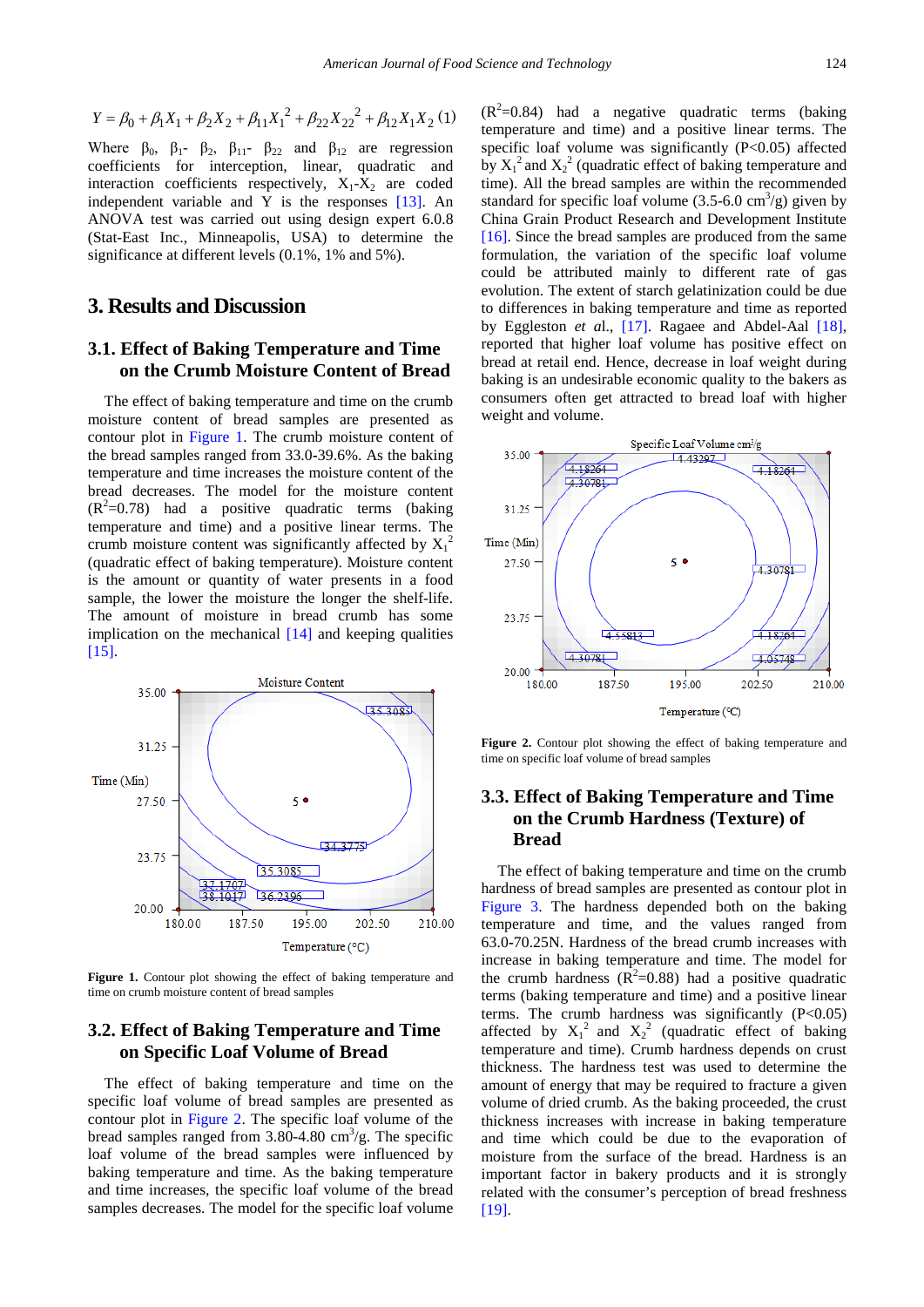$$Y = \beta_0 + \beta_1 X_1 + \beta_2 X_2 + \beta_{11} X_1^2 + \beta_{22} X_{22}^2 + \beta_{12} X_1 X_2 \quad (1)$$

Where $\beta_0$, $\beta_1$- $\beta_2$, $\beta_{11}$- $\beta_{22}$ and $\beta_{12}$ are regression coefficients for interception, linear, quadratic and interaction coefficients respectively, $X_1$-$X_2$ are coded independent variable and Y is the responses [13]. An ANOVA test was carried out using design expert 6.0.8 (Stat-East Inc., Minneapolis, USA) to determine the significance at different levels (0.1%, 1% and 5%).

## 3. Results and Discussion

### 3.1. Effect of Baking Temperature and Time on the Crumb Moisture Content of Bread

The effect of baking temperature and time on the crumb moisture content of bread samples are presented as contour plot in Figure 1. The crumb moisture content of the bread samples ranged from 33.0-39.6%. As the baking temperature and time increases the moisture content of the bread decreases. The model for the moisture content ($R^2$=0.78) had a positive quadratic terms (baking temperature and time) and a positive linear terms. The crumb moisture content was significantly affected by $X_1^2$ (quadratic effect of baking temperature). Moisture content is the amount or quantity of water presents in a food sample, the lower the moisture the longer the shelf-life. The amount of moisture in bread crumb has some implication on the mechanical [14] and keeping qualities [15].

**Figure 1.** Contour plot showing the effect of baking temperature and time on crumb moisture content of bread samples

### 3.2. Effect of Baking Temperature and Time on Specific Loaf Volume of Bread

The effect of baking temperature and time on the specific loaf volume of bread samples are presented as contour plot in Figure 2. The specific loaf volume of the bread samples ranged from 3.80-4.80 $cm^3$/g. The specific loaf volume of the bread samples were influenced by baking temperature and time. As the baking temperature and time increases, the specific loaf volume of the bread samples decreases. The model for the specific loaf volume ($R^2$=0.84) had a negative quadratic terms (baking temperature and time) and a positive linear terms. The specific loaf volume was significantly ($P<0.05$) affected by $X_1^2$ and $X_2^2$ (quadratic effect of baking temperature and time). All the bread samples are within the recommended standard for specific loaf volume (3.5-6.0 $cm^3$/g) given by China Grain Product Research and Development Institute [16]. Since the bread samples are produced from the same formulation, the variation of the specific loaf volume could be attributed mainly to different rate of gas evolution. The extent of starch gelatinization could be due to differences in baking temperature and time as reported by Eggleston *et al.*, [17]. Ragaee and Abdel-Aal [18], reported that higher loaf volume has positive effect on bread at retail end. Hence, decrease in loaf weight during baking is an undesirable economic quality to the bakers as consumers often get attracted to bread loaf with higher weight and volume.

**Figure 2.** Contour plot showing the effect of baking temperature and time on specific loaf volume of bread samples

### 3.3. Effect of Baking Temperature and Time on the Crumb Hardness (Texture) of Bread

The effect of baking temperature and time on the crumb hardness of bread samples are presented as contour plot in Figure 3. The hardness depended both on the baking temperature and time, and the values ranged from 63.0-70.25N. Hardness of the bread crumb increases with increase in baking temperature and time. The model for the crumb hardness ($R^2$=0.88) had a positive quadratic terms (baking temperature and time) and a positive linear terms. The crumb hardness was significantly ($P<0.05$) affected by $X_1^2$ and $X_2^2$ (quadratic effect of baking temperature and time). Crumb hardness depends on crust thickness. The hardness test was used to determine the amount of energy that may be required to fracture a given volume of dried crumb. As the baking proceeded, the crust thickness increases with increase in baking temperature and time which could be due to the evaporation of moisture from the surface of the bread. Hardness is an important factor in bakery products and it is strongly related with the consumer's perception of bread freshness [19].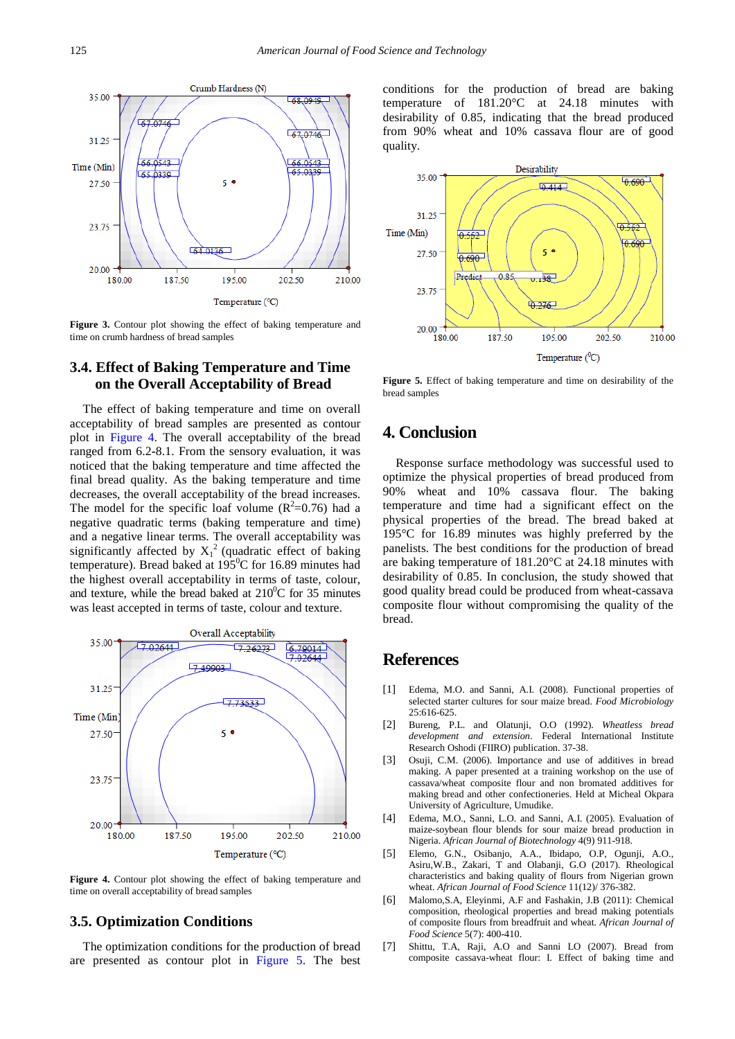Figure 3. Contour plot showing the effect of baking temperature and time on crumb hardness of bread samples

### 3.4. Effect of Baking Temperature and Time on the Overall Acceptability of Bread

The effect of baking temperature and time on overall acceptability of bread samples are presented as contour plot in Figure 4. The overall acceptability of the bread ranged from 6.2-8.1. From the sensory evaluation, it was noticed that the baking temperature and time affected the final bread quality. As the baking temperature and time decreases, the overall acceptability of the bread increases. The model for the specific loaf volume ($R^2$=0.76) had a negative quadratic terms (baking temperature and time) and a negative linear terms. The overall acceptability was significantly affected by $X_1^2$ (quadratic effect of baking temperature). Bread baked at 195$^0$C for 16.89 minutes had the highest overall acceptability in terms of taste, colour, and texture, while the bread baked at 210$^0$C for 35 minutes was least accepted in terms of taste, colour and texture.

Figure 4. Contour plot showing the effect of baking temperature and time on overall acceptability of bread samples

### 3.5. Optimization Conditions

The optimization conditions for the production of bread are presented as contour plot in Figure 5. The best conditions for the production of bread are baking temperature of 181.20°C at 24.18 minutes with desirability of 0.85, indicating that the bread produced from 90% wheat and 10% cassava flour are of good quality.

Figure 5. Effect of baking temperature and time on desirability of the bread samples

## 4. Conclusion

Response surface methodology was successful used to optimize the physical properties of bread produced from 90% wheat and 10% cassava flour. The baking temperature and time had a significant effect on the physical properties of the bread. The bread baked at 195°C for 16.89 minutes was highly preferred by the panelists. The best conditions for the production of bread are baking temperature of 181.20°C at 24.18 minutes with desirability of 0.85. In conclusion, the study showed that good quality bread could be produced from wheat-cassava composite flour without compromising the quality of the bread.

## References

[1] Edema, M.O. and Sanni, A.I. (2008). Functional properties of selected starter cultures for sour maize bread. *Food Microbiology* 25:616-625.

[2] Bureng, P.L. and Olatunji, O.O (1992). *Wheatless bread development and extension*. Federal International Institute Research Oshodi (FIIRO) publication. 37-38.

[3] Osuji, C.M. (2006). Importance and use of additives in bread making. A paper presented at a training workshop on the use of cassava/wheat composite flour and non bromated additives for making bread and other confectioneries. Held at Micheal Okpara University of Agriculture, Umudike.

[4] Edema, M.O., Sanni, L.O. and Sanni, A.I. (2005). Evaluation of maize-soybean flour blends for sour maize bread production in Nigeria. *African Journal of Biotechnology* 4(9) 911-918.

[5] Elemo, G.N., Osibanjo, A.A., Ibidapo, O.P, Ogunji, A.O., Asiru,W.B., Zakari, T and Olabanji, G.O (2017). Rheological characteristics and baking quality of flours from Nigerian grown wheat. *African Journal of Food Science* 11(12)/ 376-382.

[6] Malomo,S.A, Eleyinmi, A.F and Fashakin, J.B (2011): Chemical composition, rheological properties and bread making potentials of composite flours from breadfruit and wheat. *African Journal of Food Science* 5(7): 400-410.

[7] Shittu, T.A, Raji, A.O and Sanni LO (2007). Bread from composite cassava-wheat flour: I. Effect of baking time and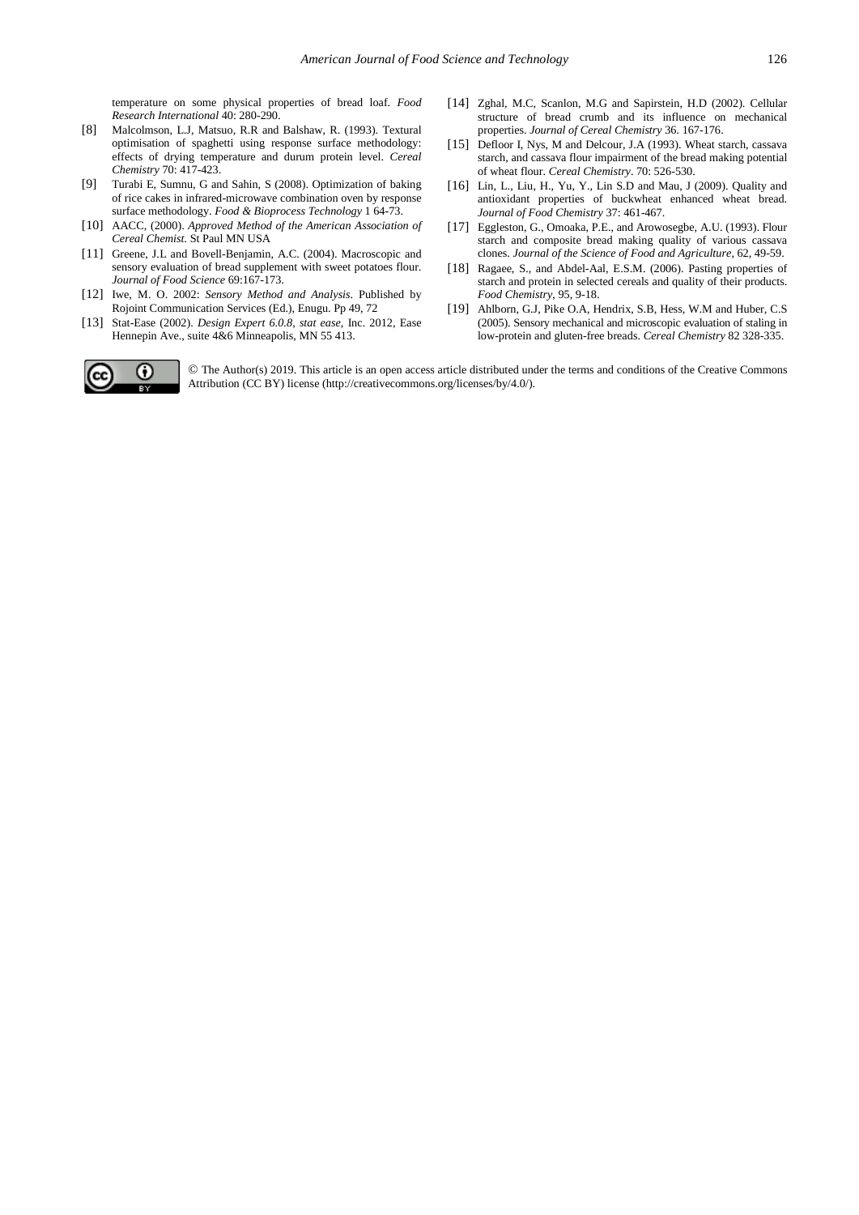temperature on some physical properties of bread loaf. *Food Research International* 40: 280-290.

[8] Malcolmson, L.J, Matsuo, R.R and Balshaw, R. (1993). Textural optimisation of spaghetti using response surface methodology: effects of drying temperature and durum protein level. *Cereal Chemistry* 70: 417-423.

[9] Turabi E, Sumnu, G and Sahin, S (2008). Optimization of baking of rice cakes in infrared-microwave combination oven by response surface methodology. *Food & Bioprocess Technology* 1 64-73.

[10] AACC, (2000). *Approved Method of the American Association of Cereal Chemist.* St Paul MN USA

[11] Greene, J.L and Bovell-Benjamin, A.C. (2004). Macroscopic and sensory evaluation of bread supplement with sweet potatoes flour. *Journal of Food Science* 69:167-173.

[12] Iwe, M. O. 2002: *Sensory Method and Analysis*. Published by Rojoint Communication Services (Ed.), Enugu. Pp 49, 72

[13] Stat-Ease (2002). *Design Expert 6.0.8, stat ease,* Inc. 2012, Ease Hennepin Ave., suite 4&6 Minneapolis, MN 55 413.

[14] Zghal, M.C, Scanlon, M.G and Sapirstein, H.D (2002). Cellular structure of bread crumb and its influence on mechanical properties. *Journal of Cereal Chemistry* 36. 167-176.

[15] Defloor I, Nys, M and Delcour, J.A (1993). Wheat starch, cassava starch, and cassava flour impairment of the bread making potential of wheat flour. *Cereal Chemistry*. 70: 526-530.

[16] Lin, L., Liu, H., Yu, Y., Lin S.D and Mau, J (2009). Quality and antioxidant properties of buckwheat enhanced wheat bread. *Journal of Food Chemistry* 37: 461-467.

[17] Eggleston, G., Omoaka, P.E., and Arowosegbe, A.U. (1993). Flour starch and composite bread making quality of various cassava clones. *Journal of the Science of Food and Agriculture*, 62, 49-59.

[18] Ragaee, S., and Abdel-Aal, E.S.M. (2006). Pasting properties of starch and protein in selected cereals and quality of their products. *Food Chemistry*, 95, 9-18.

[19] Ahlborn, G.J, Pike O.A, Hendrix, S.B, Hess, W.M and Huber, C.S (2005). Sensory mechanical and microscopic evaluation of staling in low-protein and gluten-free breads. *Cereal Chemistry* 82 328-335.

© The Author(s) 2019. This article is an open access article distributed under the terms and conditions of the Creative Commons Attribution (CC BY) license (http://creativecommons.org/licenses/by/4.0/).